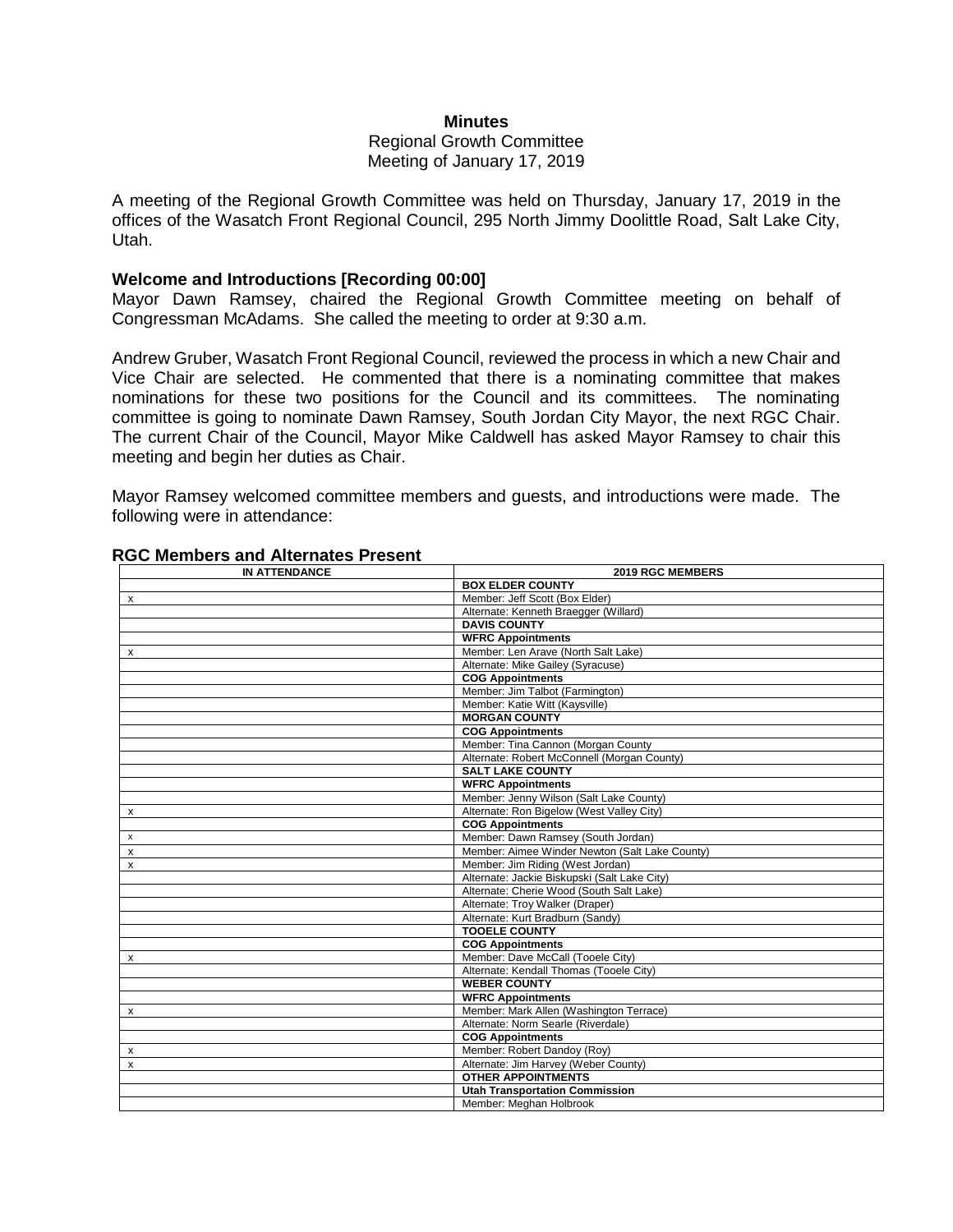**Minutes**

Regional Growth Committee

Meeting of January 17, 2019

A meeting of the Regional Growth Committee was held on Thursday, January 17, 2019 in the offices of the Wasatch Front Regional Council, 295 North Jimmy Doolittle Road, Salt Lake City, Utah.

**Welcome and Introductions [Recording 00:00]**

Mayor Dawn Ramsey, chaired the Regional Growth Committee meeting on behalf of Congressman McAdams. She called the meeting to order at 9:30 a.m.

Andrew Gruber, Wasatch Front Regional Council, reviewed the process in which a new Chair and Vice Chair are selected. He commented that there is a nominating committee that makes nominations for these two positions for the Council and its committees. The nominating committee is going to nominate Dawn Ramsey, South Jordan City Mayor, the next RGC Chair. The current Chair of the Council, Mayor Mike Caldwell has asked Mayor Ramsey to chair this meeting and begin her duties as Chair.

Mayor Ramsey welcomed committee members and guests, and introductions were made. The following were in attendance:

**RGC Members and Alternates Present**

| IN ATTENDANCE | 2019 RGC MEMBERS |
|---|---|
| | **BOX ELDER COUNTY** |
| x | Member: Jeff Scott (Box Elder) |
| | Alternate: Kenneth Braegger (Willard) |
| | **DAVIS COUNTY** |
| | **WFRC Appointments** |
| x | Member: Len Arave (North Salt Lake) |
| | Alternate: Mike Gailey (Syracuse) |
| | **COG Appointments** |
| | Member: Jim Talbot (Farmington) |
| | Member: Katie Witt (Kaysville) |
| | **MORGAN COUNTY** |
| | **COG Appointments** |
| | Member: Tina Cannon (Morgan County |
| | Alternate: Robert McConnell (Morgan County) |
| | **SALT LAKE COUNTY** |
| | **WFRC Appointments** |
| | Member: Jenny Wilson (Salt Lake County) |
| x | Alternate: Ron Bigelow (West Valley City) |
| | **COG Appointments** |
| x | Member: Dawn Ramsey (South Jordan) |
| x | Member: Aimee Winder Newton (Salt Lake County) |
| x | Member: Jim Riding (West Jordan) |
| | Alternate: Jackie Biskupski (Salt Lake City) |
| | Alternate: Cherie Wood (South Salt Lake) |
| | Alternate: Troy Walker (Draper) |
| | Alternate: Kurt Bradburn (Sandy) |
| | **TOOELE COUNTY** |
| | **COG Appointments** |
| x | Member: Dave McCall (Tooele City) |
| | Alternate: Kendall Thomas (Tooele City) |
| | **WEBER COUNTY** |
| | **WFRC Appointments** |
| x | Member: Mark Allen (Washington Terrace) |
| | Alternate: Norm Searle (Riverdale) |
| | **COG Appointments** |
| x | Member: Robert Dandoy (Roy) |
| x | Alternate: Jim Harvey (Weber County) |
| | **OTHER APPOINTMENTS** |
| | **Utah Transportation Commission** |
| | Member: Meghan Holbrook |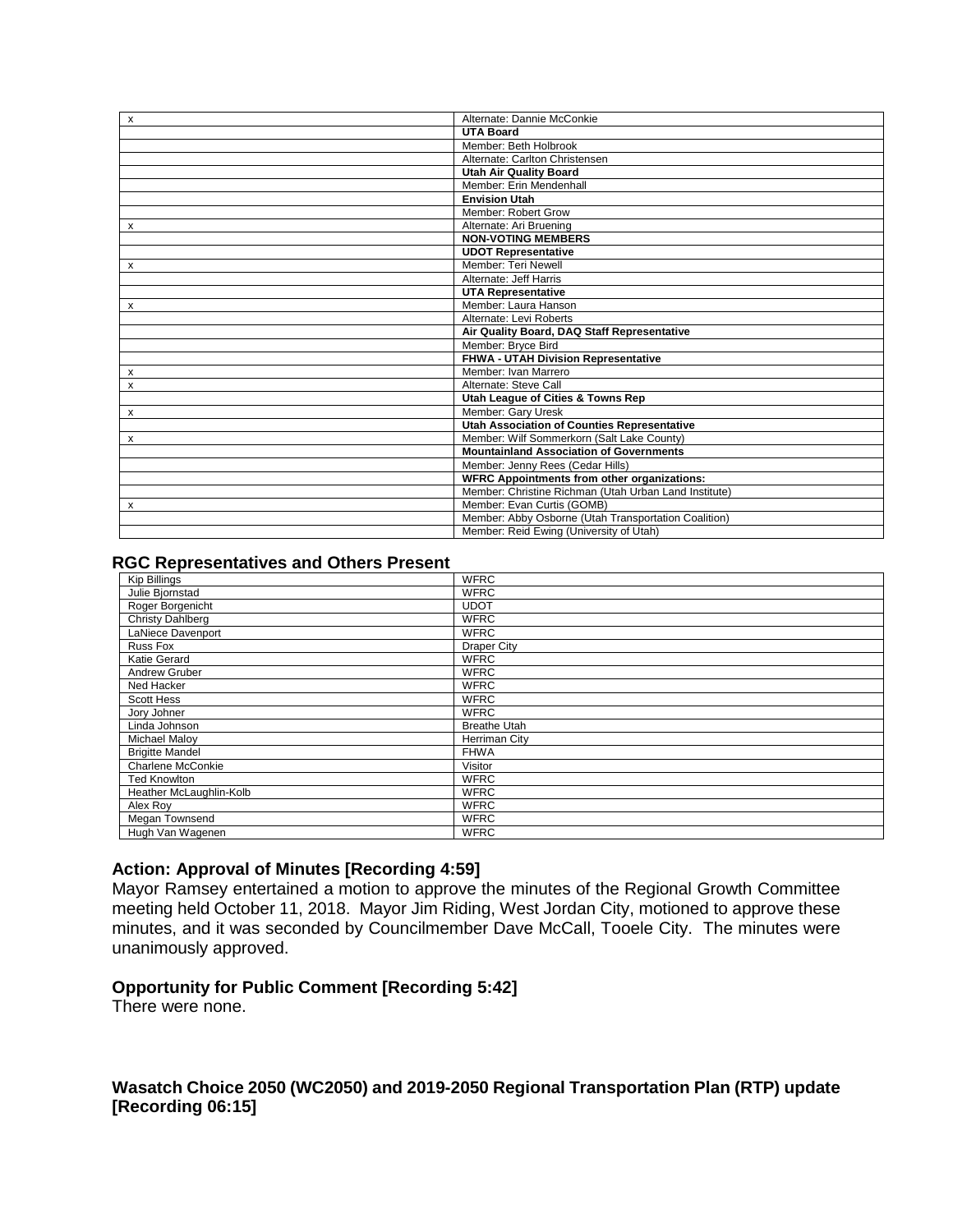| | |
|---|---|
| x | Alternate: Dannie McConkie |
| | **UTA Board** |
| | Member: Beth Holbrook |
| | Alternate: Carlton Christensen |
| | **Utah Air Quality Board** |
| | Member: Erin Mendenhall |
| | **Envision Utah** |
| | Member: Robert Grow |
| x | Alternate: Ari Bruening |
| | **NON-VOTING MEMBERS** |
| | **UDOT Representative** |
| x | Member: Teri Newell |
| | Alternate: Jeff Harris |
| | **UTA Representative** |
| x | Member: Laura Hanson |
| | Alternate: Levi Roberts |
| | **Air Quality Board, DAQ Staff Representative** |
| | Member: Bryce Bird |
| | **FHWA - UTAH Division Representative** |
| x | Member: Ivan Marrero |
| x | Alternate: Steve Call |
| | **Utah League of Cities & Towns Rep** |
| x | Member: Gary Uresk |
| | **Utah Association of Counties Representative** |
| x | Member: Wilf Sommerkorn (Salt Lake County) |
| | **Mountainland Association of Governments** |
| | Member: Jenny Rees (Cedar Hills) |
| | **WFRC Appointments from other organizations:** |
| | Member: Christine Richman (Utah Urban Land Institute) |
| x | Member: Evan Curtis (GOMB) |
| | Member: Abby Osborne (Utah Transportation Coalition) |
| | Member: Reid Ewing (University of Utah) |

## RGC Representatives and Others Present

| | |
|---|---|
| Kip Billings | WFRC |
| Julie Bjornstad | WFRC |
| Roger Borgenicht | UDOT |
| Christy Dahlberg | WFRC |
| LaNiece Davenport | WFRC |
| Russ Fox | Draper City |
| Katie Gerard | WFRC |
| Andrew Gruber | WFRC |
| Ned Hacker | WFRC |
| Scott Hess | WFRC |
| Jory Johner | WFRC |
| Linda Johnson | Breathe Utah |
| Michael Maloy | Herriman City |
| Brigitte Mandel | FHWA |
| Charlene McConkie | Visitor |
| Ted Knowlton | WFRC |
| Heather McLaughlin-Kolb | WFRC |
| Alex Roy | WFRC |
| Megan Townsend | WFRC |
| Hugh Van Wagenen | WFRC |

**Action: Approval of Minutes [Recording 4:59]**

Mayor Ramsey entertained a motion to approve the minutes of the Regional Growth Committee meeting held October 11, 2018. Mayor Jim Riding, West Jordan City, motioned to approve these minutes, and it was seconded by Councilmember Dave McCall, Tooele City. The minutes were unanimously approved.

**Opportunity for Public Comment [Recording 5:42]**

There were none.

**Wasatch Choice 2050 (WC2050) and 2019-2050 Regional Transportation Plan (RTP) update [Recording 06:15]**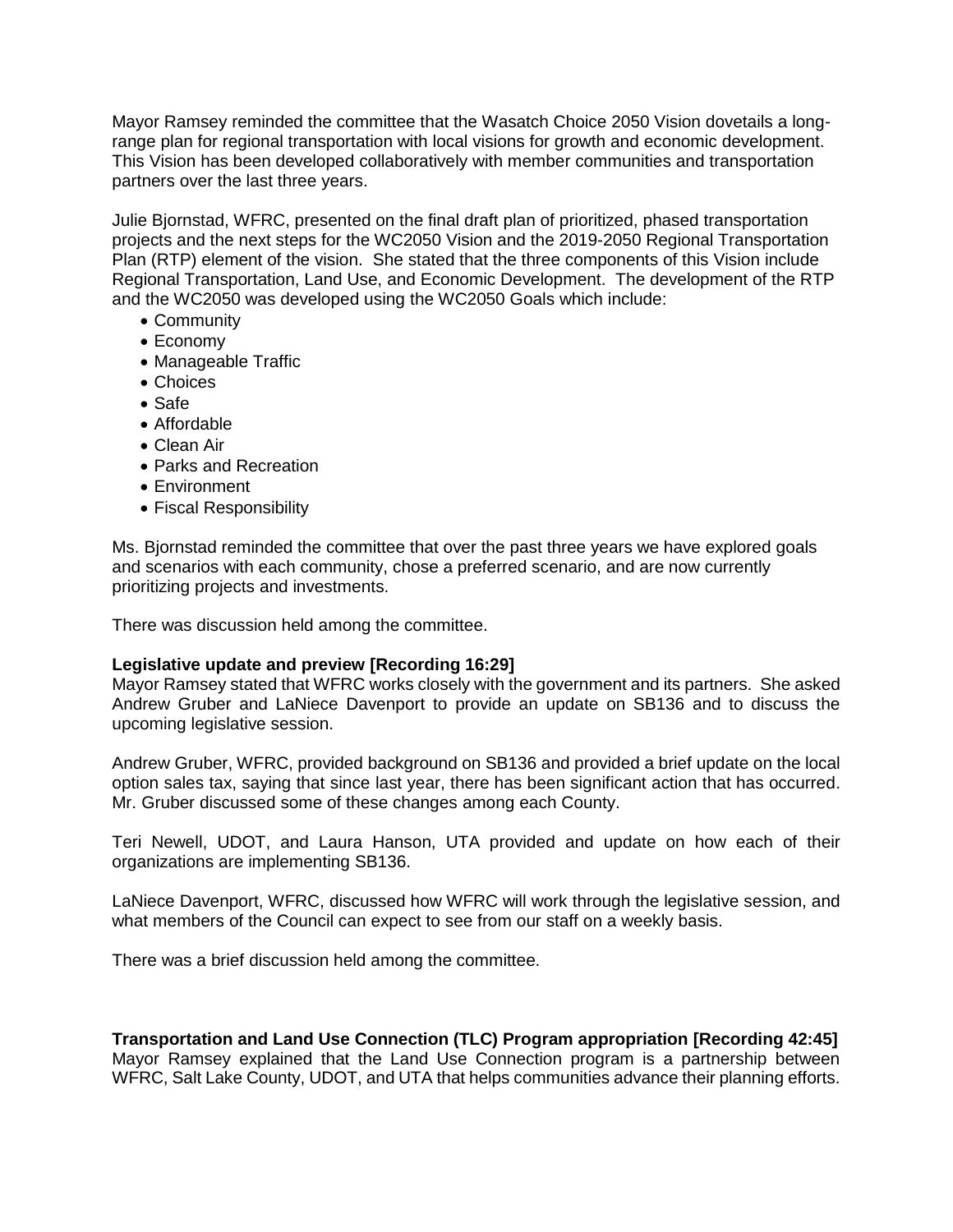Mayor Ramsey reminded the committee that the Wasatch Choice 2050 Vision dovetails a long-range plan for regional transportation with local visions for growth and economic development. This Vision has been developed collaboratively with member communities and transportation partners over the last three years.

Julie Bjornstad, WFRC, presented on the final draft plan of prioritized, phased transportation projects and the next steps for the WC2050 Vision and the 2019-2050 Regional Transportation Plan (RTP) element of the vision. She stated that the three components of this Vision include Regional Transportation, Land Use, and Economic Development. The development of the RTP and the WC2050 was developed using the WC2050 Goals which include:

- Community
- Economy
- Manageable Traffic
- Choices
- Safe
- Affordable
- Clean Air
- Parks and Recreation
- Environment
- Fiscal Responsibility

Ms. Bjornstad reminded the committee that over the past three years we have explored goals and scenarios with each community, chose a preferred scenario, and are now currently prioritizing projects and investments.

There was discussion held among the committee.

**Legislative update and preview [Recording 16:29]**
Mayor Ramsey stated that WFRC works closely with the government and its partners. She asked Andrew Gruber and LaNiece Davenport to provide an update on SB136 and to discuss the upcoming legislative session.

Andrew Gruber, WFRC, provided background on SB136 and provided a brief update on the local option sales tax, saying that since last year, there has been significant action that has occurred. Mr. Gruber discussed some of these changes among each County.

Teri Newell, UDOT, and Laura Hanson, UTA provided and update on how each of their organizations are implementing SB136.

LaNiece Davenport, WFRC, discussed how WFRC will work through the legislative session, and what members of the Council can expect to see from our staff on a weekly basis.

There was a brief discussion held among the committee.

**Transportation and Land Use Connection (TLC) Program appropriation [Recording 42:45]**
Mayor Ramsey explained that the Land Use Connection program is a partnership between WFRC, Salt Lake County, UDOT, and UTA that helps communities advance their planning efforts.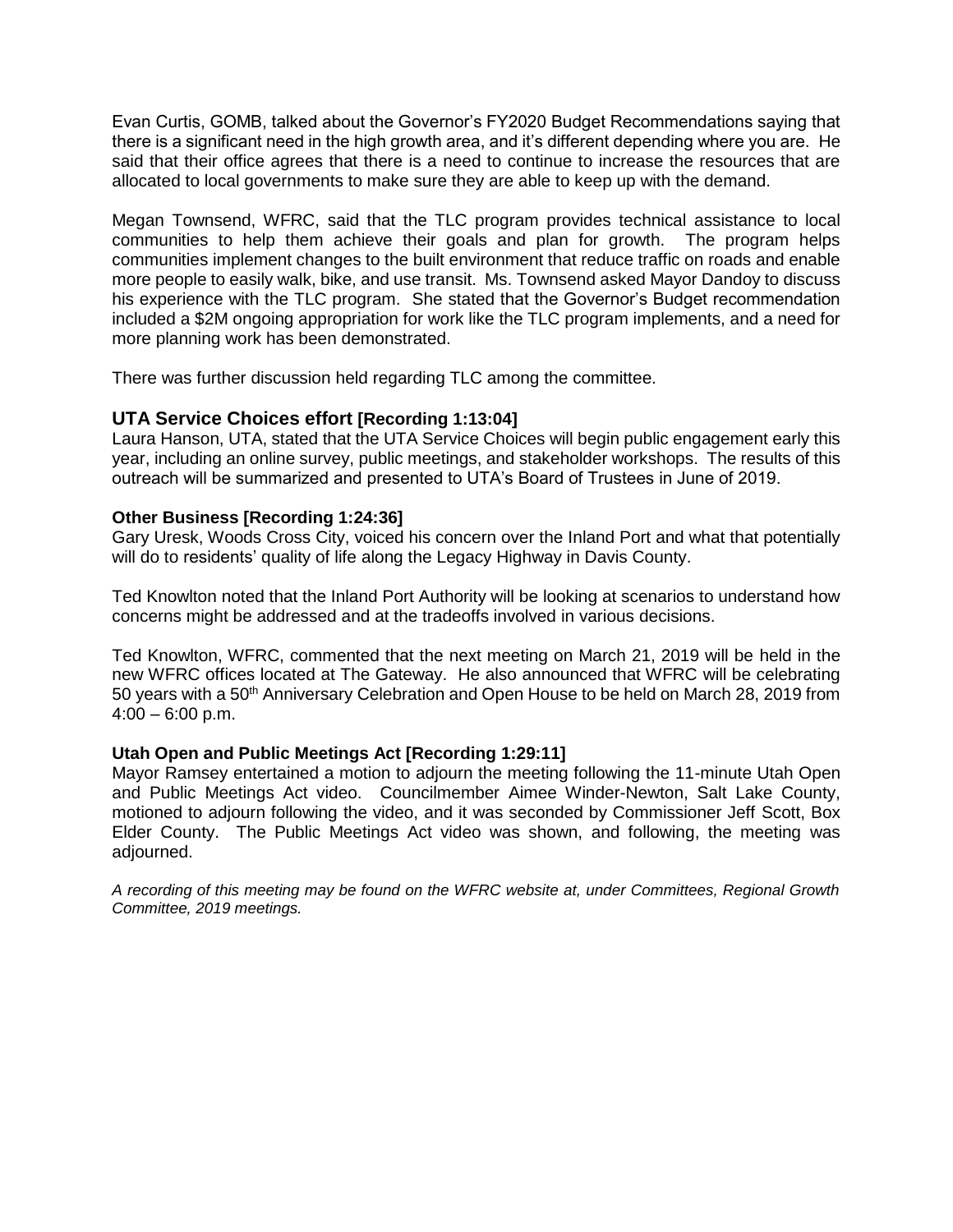Evan Curtis, GOMB, talked about the Governor's FY2020 Budget Recommendations saying that there is a significant need in the high growth area, and it's different depending where you are. He said that their office agrees that there is a need to continue to increase the resources that are allocated to local governments to make sure they are able to keep up with the demand.

Megan Townsend, WFRC, said that the TLC program provides technical assistance to local communities to help them achieve their goals and plan for growth. The program helps communities implement changes to the built environment that reduce traffic on roads and enable more people to easily walk, bike, and use transit. Ms. Townsend asked Mayor Dandoy to discuss his experience with the TLC program. She stated that the Governor's Budget recommendation included a $2M ongoing appropriation for work like the TLC program implements, and a need for more planning work has been demonstrated.

There was further discussion held regarding TLC among the committee.

## UTA Service Choices effort **[Recording 1:13:04]**

Laura Hanson, UTA, stated that the UTA Service Choices will begin public engagement early this year, including an online survey, public meetings, and stakeholder workshops. The results of this outreach will be summarized and presented to UTA's Board of Trustees in June of 2019.

### Other Business [Recording 1:24:36]

Gary Uresk, Woods Cross City, voiced his concern over the Inland Port and what that potentially will do to residents' quality of life along the Legacy Highway in Davis County.

Ted Knowlton noted that the Inland Port Authority will be looking at scenarios to understand how concerns might be addressed and at the tradeoffs involved in various decisions.

Ted Knowlton, WFRC, commented that the next meeting on March 21, 2019 will be held in the new WFRC offices located at The Gateway. He also announced that WFRC will be celebrating 50 years with a 50th Anniversary Celebration and Open House to be held on March 28, 2019 from 4:00 – 6:00 p.m.

### Utah Open and Public Meetings Act [Recording 1:29:11]

Mayor Ramsey entertained a motion to adjourn the meeting following the 11-minute Utah Open and Public Meetings Act video. Councilmember Aimee Winder-Newton, Salt Lake County, motioned to adjourn following the video, and it was seconded by Commissioner Jeff Scott, Box Elder County. The Public Meetings Act video was shown, and following, the meeting was adjourned.

*A recording of this meeting may be found on the WFRC website at, under Committees, Regional Growth Committee, 2019 meetings.*